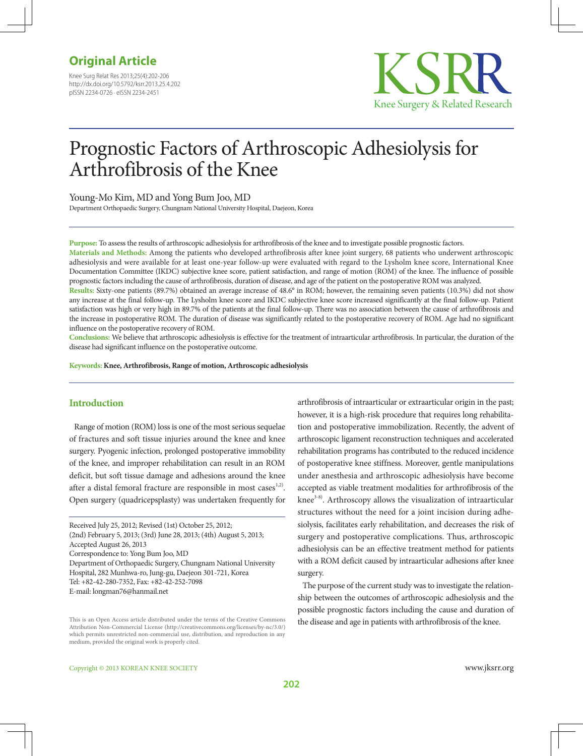**Original Article**

Knee Surg Relat Res 2013;25(4):202-206
http://dx.doi.org/10.5792/ksrr.2013.25.4.202
pISSN 2234-0726 · eISSN 2234-2451

# Prognostic Factors of Arthroscopic Adhesiolysis for Arthrofibrosis of the Knee

Young-Mo Kim, MD and Yong Bum Joo, MD

Department Orthopaedic Surgery, Chungnam National University Hospital, Daejeon, Korea

**Purpose:** To assess the results of arthroscopic adhesiolysis for arthrofibrosis of the knee and to investigate possible prognostic factors.

**Materials and Methods:** Among the patients who developed arthrofibrosis after knee joint surgery, 68 patients who underwent arthroscopic adhesiolysis and were available for at least one-year follow-up were evaluated with regard to the Lysholm knee score, International Knee Documentation Committee (IKDC) subjective knee score, patient satisfaction, and range of motion (ROM) of the knee. The influence of possible prognostic factors including the cause of arthrofibrosis, duration of disease, and age of the patient on the postoperative ROM was analyzed.

**Results:** Sixty-one patients (89.7%) obtained an average increase of 48.6° in ROM; however, the remaining seven patients (10.3%) did not show any increase at the final follow-up. The Lysholm knee score and IKDC subjective knee score increased significantly at the final follow-up. Patient satisfaction was high or very high in 89.7% of the patients at the final follow-up. There was no association between the cause of arthrofibrosis and the increase in postoperative ROM. The duration of disease was significantly related to the postoperative recovery of ROM. Age had no significant influence on the postoperative recovery of ROM.

**Conclusions:** We believe that arthroscopic adhesiolysis is effective for the treatment of intraarticular arthrofibrosis. In particular, the duration of the disease had significant influence on the postoperative outcome.

**Keywords: Knee, Arthrofibrosis, Range of motion, Arthroscopic adhesiolysis**

## Introduction

Range of motion (ROM) loss is one of the most serious sequelae of fractures and soft tissue injuries around the knee and knee surgery. Pyogenic infection, prolonged postoperative immobility of the knee, and improper rehabilitation can result in an ROM deficit, but soft tissue damage and adhesions around the knee after a distal femoral fracture are responsible in most cases[1,2]. Open surgery (quadricepsplasty) was undertaken frequently for arthrofibrosis of intraarticular or extraarticular origin in the past; however, it is a high-risk procedure that requires long rehabilitation and postoperative immobilization. Recently, the advent of arthroscopic ligament reconstruction techniques and accelerated rehabilitation programs has contributed to the reduced incidence of postoperative knee stiffness. Moreover, gentle manipulations under anesthesia and arthroscopic adhesiolysis have become accepted as viable treatment modalities for arthrofibrosis of the knee[3-8]. Arthroscopy allows the visualization of intraarticular structures without the need for a joint incision during adhesiolysis, facilitates early rehabilitation, and decreases the risk of surgery and postoperative complications. Thus, arthroscopic adhesiolysis can be an effective treatment method for patients with a ROM deficit caused by intraarticular adhesions after knee surgery.

The purpose of the current study was to investigate the relationship between the outcomes of arthroscopic adhesiolysis and the possible prognostic factors including the cause and duration of the disease and age in patients with arthrofibrosis of the knee.

Received July 25, 2012; Revised (1st) October 25, 2012; (2nd) February 5, 2013; (3rd) June 28, 2013; (4th) August 5, 2013; Accepted August 26, 2013

Correspondence to: Yong Bum Joo, MD
Department of Orthopaedic Surgery, Chungnam National University Hospital, 282 Munhwa-ro, Jung-gu, Daejeon 301-721, Korea
Tel: +82-42-280-7352, Fax: +82-42-252-7098
E-mail: longman76@hanmail.net

This is an Open Access article distributed under the terms of the Creative Commons Attribution Non-Commercial License (http://creativecommons.org/licenses/by-nc/3.0/) which permits unrestricted non-commercial use, distribution, and reproduction in any medium, provided the original work is properly cited.

Copyright © 2013 KOREAN KNEE SOCIETY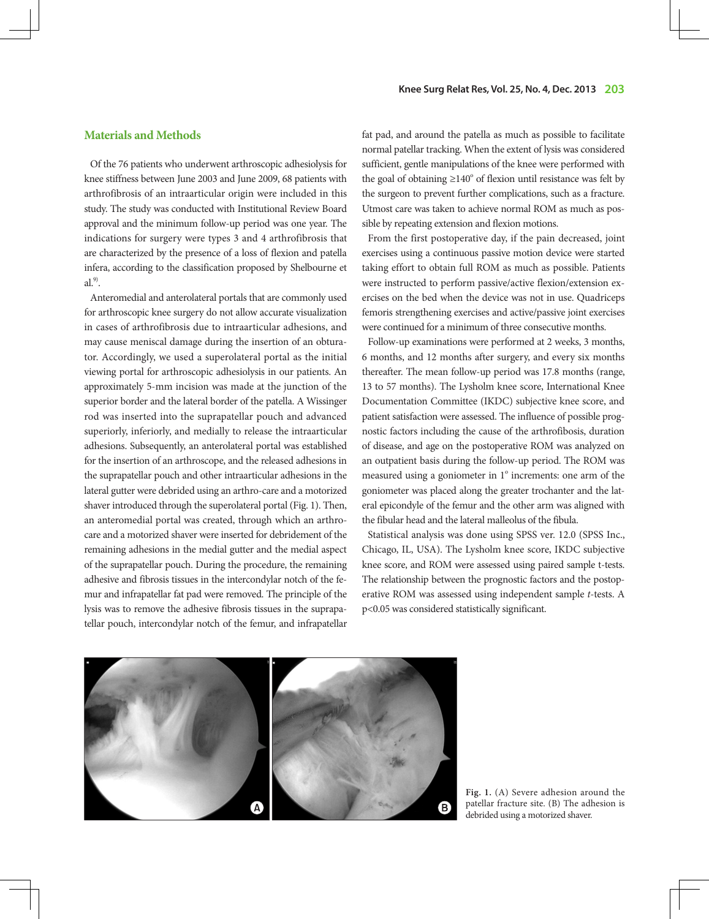## Materials and Methods

Of the 76 patients who underwent arthroscopic adhesiolysis for knee stiffness between June 2003 and June 2009, 68 patients with arthrofibrosis of an intraarticular origin were included in this study. The study was conducted with Institutional Review Board approval and the minimum follow-up period was one year. The indications for surgery were types 3 and 4 arthrofibrosis that are characterized by the presence of a loss of flexion and patella infera, according to the classification proposed by Shelbourne et al.[9].

Anteromedial and anterolateral portals that are commonly used for arthroscopic knee surgery do not allow accurate visualization in cases of arthrofibrosis due to intraarticular adhesions, and may cause meniscal damage during the insertion of an obturator. Accordingly, we used a superolateral portal as the initial viewing portal for arthroscopic adhesiolysis in our patients. An approximately 5-mm incision was made at the junction of the superior border and the lateral border of the patella. A Wissinger rod was inserted into the suprapatellar pouch and advanced superiorly, inferiorly, and medially to release the intraarticular adhesions. Subsequently, an anterolateral portal was established for the insertion of an arthroscope, and the released adhesions in the suprapatellar pouch and other intraarticular adhesions in the lateral gutter were debrided using an arthro-care and a motorized shaver introduced through the superolateral portal (Fig. 1). Then, an anteromedial portal was created, through which an arthrocare and a motorized shaver were inserted for debridement of the remaining adhesions in the medial gutter and the medial aspect of the suprapatellar pouch. During the procedure, the remaining adhesive and fibrosis tissues in the intercondylar notch of the femur and infrapatellar fat pad were removed. The principle of the lysis was to remove the adhesive fibrosis tissues in the suprapatellar pouch, intercondylar notch of the femur, and infrapatellar fat pad, and around the patella as much as possible to facilitate normal patellar tracking. When the extent of lysis was considered sufficient, gentle manipulations of the knee were performed with the goal of obtaining ≥140° of flexion until resistance was felt by the surgeon to prevent further complications, such as a fracture. Utmost care was taken to achieve normal ROM as much as possible by repeating extension and flexion motions.

From the first postoperative day, if the pain decreased, joint exercises using a continuous passive motion device were started taking effort to obtain full ROM as much as possible. Patients were instructed to perform passive/active flexion/extension exercises on the bed when the device was not in use. Quadriceps femoris strengthening exercises and active/passive joint exercises were continued for a minimum of three consecutive months.

Follow-up examinations were performed at 2 weeks, 3 months, 6 months, and 12 months after surgery, and every six months thereafter. The mean follow-up period was 17.8 months (range, 13 to 57 months). The Lysholm knee score, International Knee Documentation Committee (IKDC) subjective knee score, and patient satisfaction were assessed. The influence of possible prognostic factors including the cause of the arthrofibosis, duration of disease, and age on the postoperative ROM was analyzed on an outpatient basis during the follow-up period. The ROM was measured using a goniometer in 1° increments: one arm of the goniometer was placed along the greater trochanter and the lateral epicondyle of the femur and the other arm was aligned with the fibular head and the lateral malleolus of the fibula.

Statistical analysis was done using SPSS ver. 12.0 (SPSS Inc., Chicago, IL, USA). The Lysholm knee score, IKDC subjective knee score, and ROM were assessed using paired sample t-tests. The relationship between the prognostic factors and the postoperative ROM was assessed using independent sample *t*-tests. A $p<0.05$ was considered statistically significant.

**Fig. 1.** (A) Severe adhesion around the patellar fracture site. (B) The adhesion is debrided using a motorized shaver.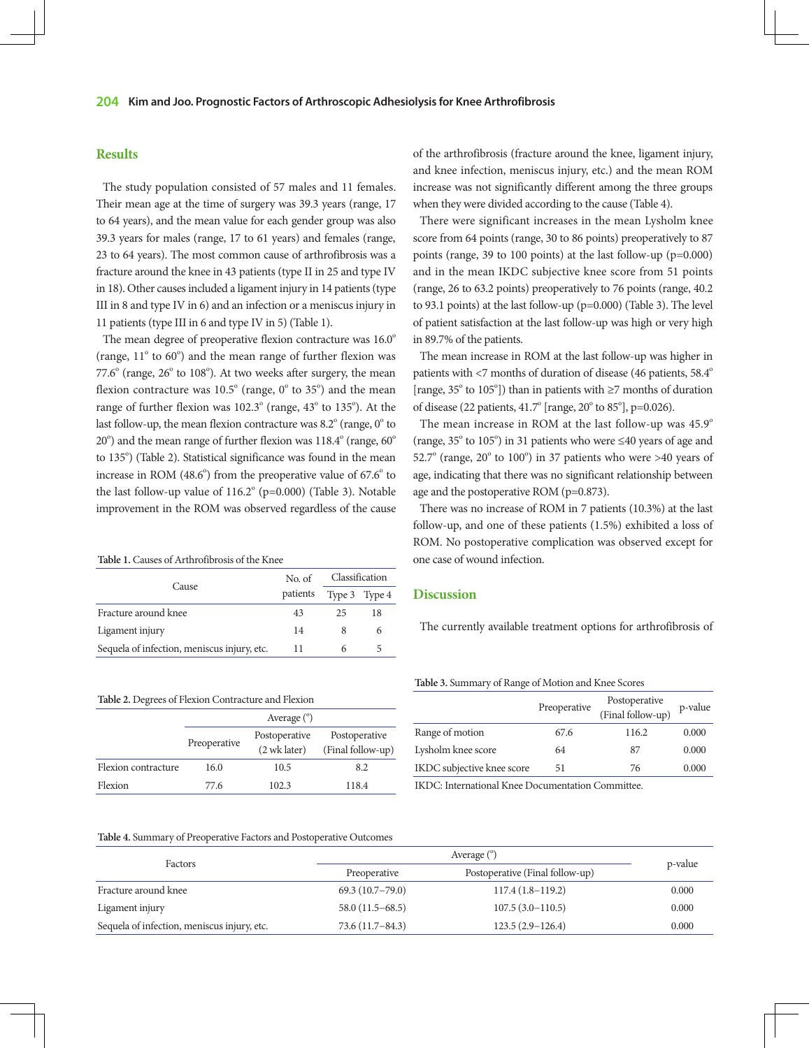## Results

The study population consisted of 57 males and 11 females. Their mean age at the time of surgery was 39.3 years (range, 17 to 64 years), and the mean value for each gender group was also 39.3 years for males (range, 17 to 61 years) and females (range, 23 to 64 years). The most common cause of arthrofibrosis was a fracture around the knee in 43 patients (type II in 25 and type IV in 18). Other causes included a ligament injury in 14 patients (type III in 8 and type IV in 6) and an infection or a meniscus injury in 11 patients (type III in 6 and type IV in 5) (Table 1).

The mean degree of preoperative flexion contracture was 16.0° (range, 11° to 60°) and the mean range of further flexion was 77.6° (range, 26° to 108°). At two weeks after surgery, the mean flexion contracture was 10.5° (range, 0° to 35°) and the mean range of further flexion was 102.3° (range, 43° to 135°). At the last follow-up, the mean flexion contracture was 8.2° (range, 0° to 20°) and the mean range of further flexion was 118.4° (range, 60° to 135°) (Table 2). Statistical significance was found in the mean increase in ROM (48.6°) from the preoperative value of 67.6° to the last follow-up value of 116.2° (p=0.000) (Table 3). Notable improvement in the ROM was observed regardless of the cause of the arthrofibrosis (fracture around the knee, ligament injury, and knee infection, meniscus injury, etc.) and the mean ROM increase was not significantly different among the three groups when they were divided according to the cause (Table 4).

There were significant increases in the mean Lysholm knee score from 64 points (range, 30 to 86 points) preoperatively to 87 points (range, 39 to 100 points) at the last follow-up (p=0.000) and in the mean IKDC subjective knee score from 51 points (range, 26 to 63.2 points) preoperatively to 76 points (range, 40.2 to 93.1 points) at the last follow-up (p=0.000) (Table 3). The level of patient satisfaction at the last follow-up was high or very high in 89.7% of the patients.

The mean increase in ROM at the last follow-up was higher in patients with <7 months of duration of disease (46 patients, 58.4° [range, 35° to 105°]) than in patients with ≥7 months of duration of disease (22 patients, 41.7° [range, 20° to 85°], p=0.026).

The mean increase in ROM at the last follow-up was 45.9° (range, 35° to 105°) in 31 patients who were ≤40 years of age and 52.7° (range, 20° to 100°) in 37 patients who were >40 years of age, indicating that there was no significant relationship between age and the postoperative ROM (p=0.873).

There was no increase of ROM in 7 patients (10.3%) at the last follow-up, and one of these patients (1.5%) exhibited a loss of ROM. No postoperative complication was observed except for one case of wound infection.

**Table 1.** Causes of Arthrofibrosis of the Knee

| Cause | No. of patients | Classification | |
|---|---|---|---|
| | | Type 3 | Type 4 |
| Fracture around knee | 43 | 25 | 18 |
| Ligament injury | 14 | 8 | 6 |
| Sequela of infection, meniscus injury, etc. | 11 | 6 | 5 |

**Table 2.** Degrees of Flexion Contracture and Flexion

| | Average (°) | | |
|---|---|---|---|
| | Preoperative | Postoperative (2 wk later) | Postoperative (Final follow-up) |
| Flexion contracture | 16.0 | 10.5 | 8.2 |
| Flexion | 77.6 | 102.3 | 118.4 |

**Table 3.** Summary of Range of Motion and Knee Scores

| | Preoperative | Postoperative (Final follow-up) | p-value |
|---|---|---|---|
| Range of motion | 67.6 | 116.2 | 0.000 |
| Lysholm knee score | 64 | 87 | 0.000 |
| IKDC subjective knee score | 51 | 76 | 0.000 |

IKDC: International Knee Documentation Committee.

**Table 4.** Summary of Preoperative Factors and Postoperative Outcomes

| Factors | Average (°) | | p-value |
|---|---|---|---|
| | Preoperative | Postoperative (Final follow-up) | |
| Fracture around knee | 69.3 (10.7–79.0) | 117.4 (1.8–119.2) | 0.000 |
| Ligament injury | 58.0 (11.5–68.5) | 107.5 (3.0–110.5) | 0.000 |
| Sequela of infection, meniscus injury, etc. | 73.6 (11.7–84.3) | 123.5 (2.9–126.4) | 0.000 |

## Discussion

The currently available treatment options for arthrofibrosis of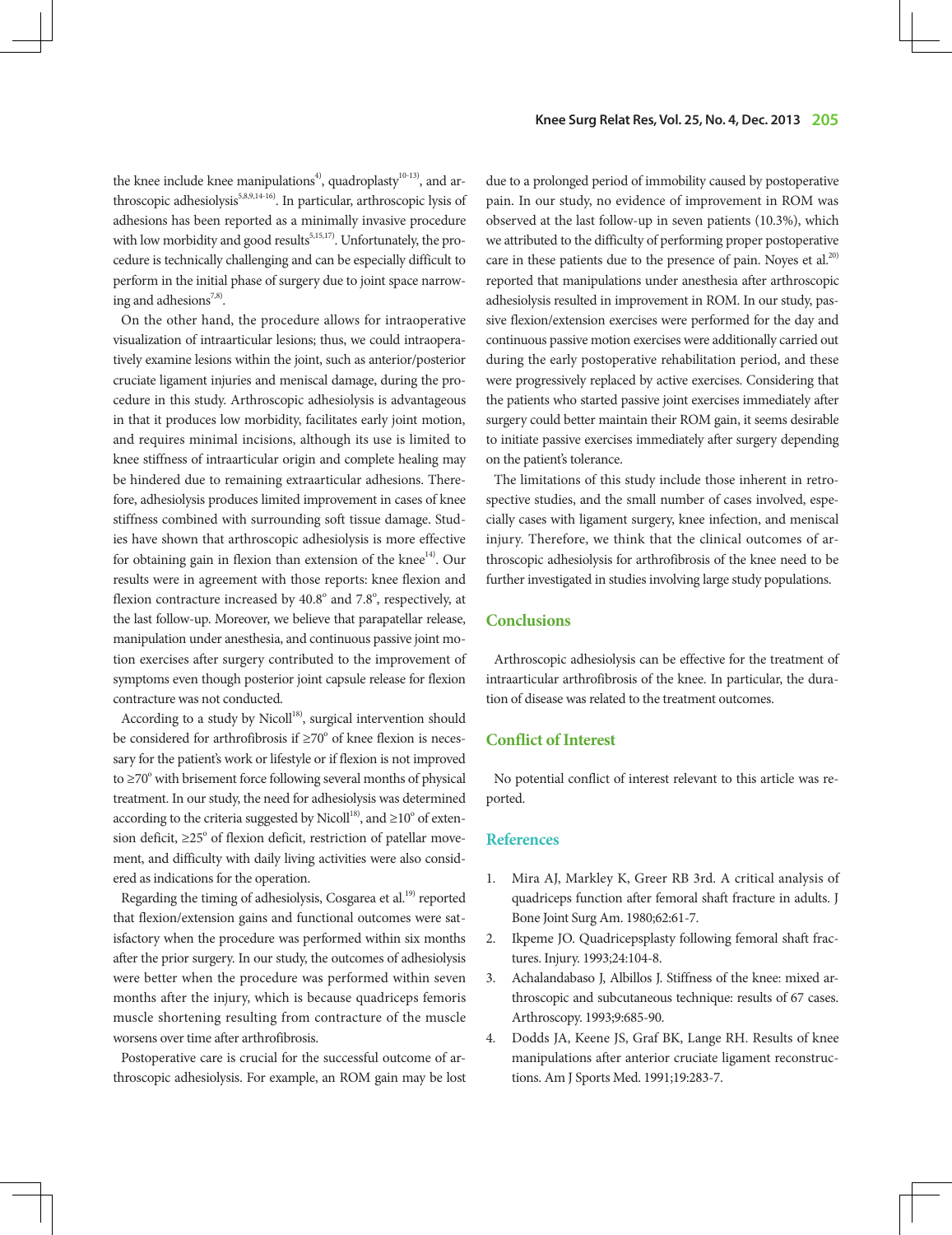the knee include knee manipulations[4], quadroplasty[10-13], and arthroscopic adhesiolysis[5,8,9,14-16]. In particular, arthroscopic lysis of adhesions has been reported as a minimally invasive procedure with low morbidity and good results[5,15,17]. Unfortunately, the procedure is technically challenging and can be especially difficult to perform in the initial phase of surgery due to joint space narrowing and adhesions[7,8].

On the other hand, the procedure allows for intraoperative visualization of intraarticular lesions; thus, we could intraoperatively examine lesions within the joint, such as anterior/posterior cruciate ligament injuries and meniscal damage, during the procedure in this study. Arthroscopic adhesiolysis is advantageous in that it produces low morbidity, facilitates early joint motion, and requires minimal incisions, although its use is limited to knee stiffness of intraarticular origin and complete healing may be hindered due to remaining extraarticular adhesions. Therefore, adhesiolysis produces limited improvement in cases of knee stiffness combined with surrounding soft tissue damage. Studies have shown that arthroscopic adhesiolysis is more effective for obtaining gain in flexion than extension of the knee[14]. Our results were in agreement with those reports: knee flexion and flexion contracture increased by 40.8° and 7.8°, respectively, at the last follow-up. Moreover, we believe that parapatellar release, manipulation under anesthesia, and continuous passive joint motion exercises after surgery contributed to the improvement of symptoms even though posterior joint capsule release for flexion contracture was not conducted.

According to a study by Nicoll[18], surgical intervention should be considered for arthrofibrosis if ≥70° of knee flexion is necessary for the patient's work or lifestyle or if flexion is not improved to ≥70° with brisement force following several months of physical treatment. In our study, the need for adhesiolysis was determined according to the criteria suggested by Nicoll[18], and ≥10° of extension deficit, ≥25° of flexion deficit, restriction of patellar movement, and difficulty with daily living activities were also considered as indications for the operation.

Regarding the timing of adhesiolysis, Cosgarea et al.[19] reported that flexion/extension gains and functional outcomes were satisfactory when the procedure was performed within six months after the prior surgery. In our study, the outcomes of adhesiolysis were better when the procedure was performed within seven months after the injury, which is because quadriceps femoris muscle shortening resulting from contracture of the muscle worsens over time after arthrofibrosis.

Postoperative care is crucial for the successful outcome of arthroscopic adhesiolysis. For example, an ROM gain may be lost due to a prolonged period of immobility caused by postoperative pain. In our study, no evidence of improvement in ROM was observed at the last follow-up in seven patients (10.3%), which we attributed to the difficulty of performing proper postoperative care in these patients due to the presence of pain. Noyes et al.[20] reported that manipulations under anesthesia after arthroscopic adhesiolysis resulted in improvement in ROM. In our study, passive flexion/extension exercises were performed for the day and continuous passive motion exercises were additionally carried out during the early postoperative rehabilitation period, and these were progressively replaced by active exercises. Considering that the patients who started passive joint exercises immediately after surgery could better maintain their ROM gain, it seems desirable to initiate passive exercises immediately after surgery depending on the patient's tolerance.

The limitations of this study include those inherent in retrospective studies, and the small number of cases involved, especially cases with ligament surgery, knee infection, and meniscal injury. Therefore, we think that the clinical outcomes of arthroscopic adhesiolysis for arthrofibrosis of the knee need to be further investigated in studies involving large study populations.

## Conclusions

Arthroscopic adhesiolysis can be effective for the treatment of intraarticular arthrofibrosis of the knee. In particular, the duration of disease was related to the treatment outcomes.

## Conflict of Interest

No potential conflict of interest relevant to this article was reported.

## References

1. Mira AJ, Markley K, Greer RB 3rd. A critical analysis of quadriceps function after femoral shaft fracture in adults. J Bone Joint Surg Am. 1980;62:61-7.
2. Ikpeme JO. Quadricepsplasty following femoral shaft fractures. Injury. 1993;24:104-8.
3. Achalandabaso J, Albillos J. Stiffness of the knee: mixed arthroscopic and subcutaneous technique: results of 67 cases. Arthroscopy. 1993;9:685-90.
4. Dodds JA, Keene JS, Graf BK, Lange RH. Results of knee manipulations after anterior cruciate ligament reconstructions. Am J Sports Med. 1991;19:283-7.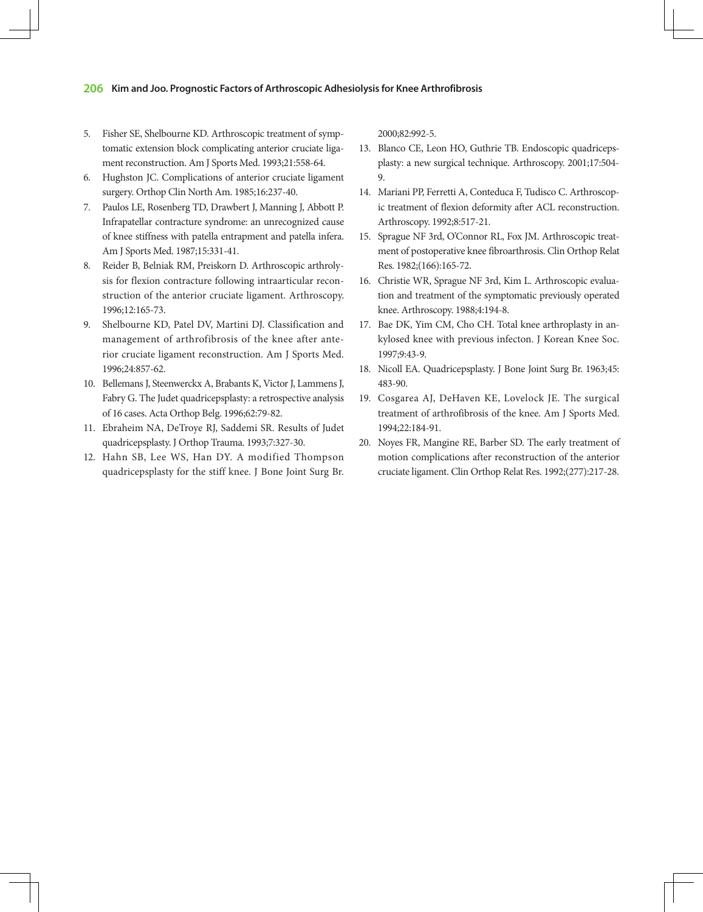5. Fisher SE, Shelbourne KD. Arthroscopic treatment of symptomatic extension block complicating anterior cruciate ligament reconstruction. Am J Sports Med. 1993;21:558-64.
6. Hughston JC. Complications of anterior cruciate ligament surgery. Orthop Clin North Am. 1985;16:237-40.
7. Paulos LE, Rosenberg TD, Drawbert J, Manning J, Abbott P. Infrapatellar contracture syndrome: an unrecognized cause of knee stiffness with patella entrapment and patella infera. Am J Sports Med. 1987;15:331-41.
8. Reider B, Belniak RM, Preiskorn D. Arthroscopic arthrolysis for flexion contracture following intraarticular reconstruction of the anterior cruciate ligament. Arthroscopy. 1996;12:165-73.
9. Shelbourne KD, Patel DV, Martini DJ. Classification and management of arthrofibrosis of the knee after anterior cruciate ligament reconstruction. Am J Sports Med. 1996;24:857-62.
10. Bellemans J, Steenwerckx A, Brabants K, Victor J, Lammens J, Fabry G. The Judet quadricepsplasty: a retrospective analysis of 16 cases. Acta Orthop Belg. 1996;62:79-82.
11. Ebraheim NA, DeTroye RJ, Saddemi SR. Results of Judet quadricepsplasty. J Orthop Trauma. 1993;7:327-30.
12. Hahn SB, Lee WS, Han DY. A modified Thompson quadricepsplasty for the stiff knee. J Bone Joint Surg Br. 2000;82:992-5.
13. Blanco CE, Leon HO, Guthrie TB. Endoscopic quadricepsplasty: a new surgical technique. Arthroscopy. 2001;17:504-9.
14. Mariani PP, Ferretti A, Conteduca F, Tudisco C. Arthroscopic treatment of flexion deformity after ACL reconstruction. Arthroscopy. 1992;8:517-21.
15. Sprague NF 3rd, O'Connor RL, Fox JM. Arthroscopic treatment of postoperative knee fibroarthrosis. Clin Orthop Relat Res. 1982;(166):165-72.
16. Christie WR, Sprague NF 3rd, Kim L. Arthroscopic evaluation and treatment of the symptomatic previously operated knee. Arthroscopy. 1988;4:194-8.
17. Bae DK, Yim CM, Cho CH. Total knee arthroplasty in ankylosed knee with previous infecton. J Korean Knee Soc. 1997;9:43-9.
18. Nicoll EA. Quadricepsplasty. J Bone Joint Surg Br. 1963;45:483-90.
19. Cosgarea AJ, DeHaven KE, Lovelock JE. The surgical treatment of arthrofibrosis of the knee. Am J Sports Med. 1994;22:184-91.
20. Noyes FR, Mangine RE, Barber SD. The early treatment of motion complications after reconstruction of the anterior cruciate ligament. Clin Orthop Relat Res. 1992;(277):217-28.